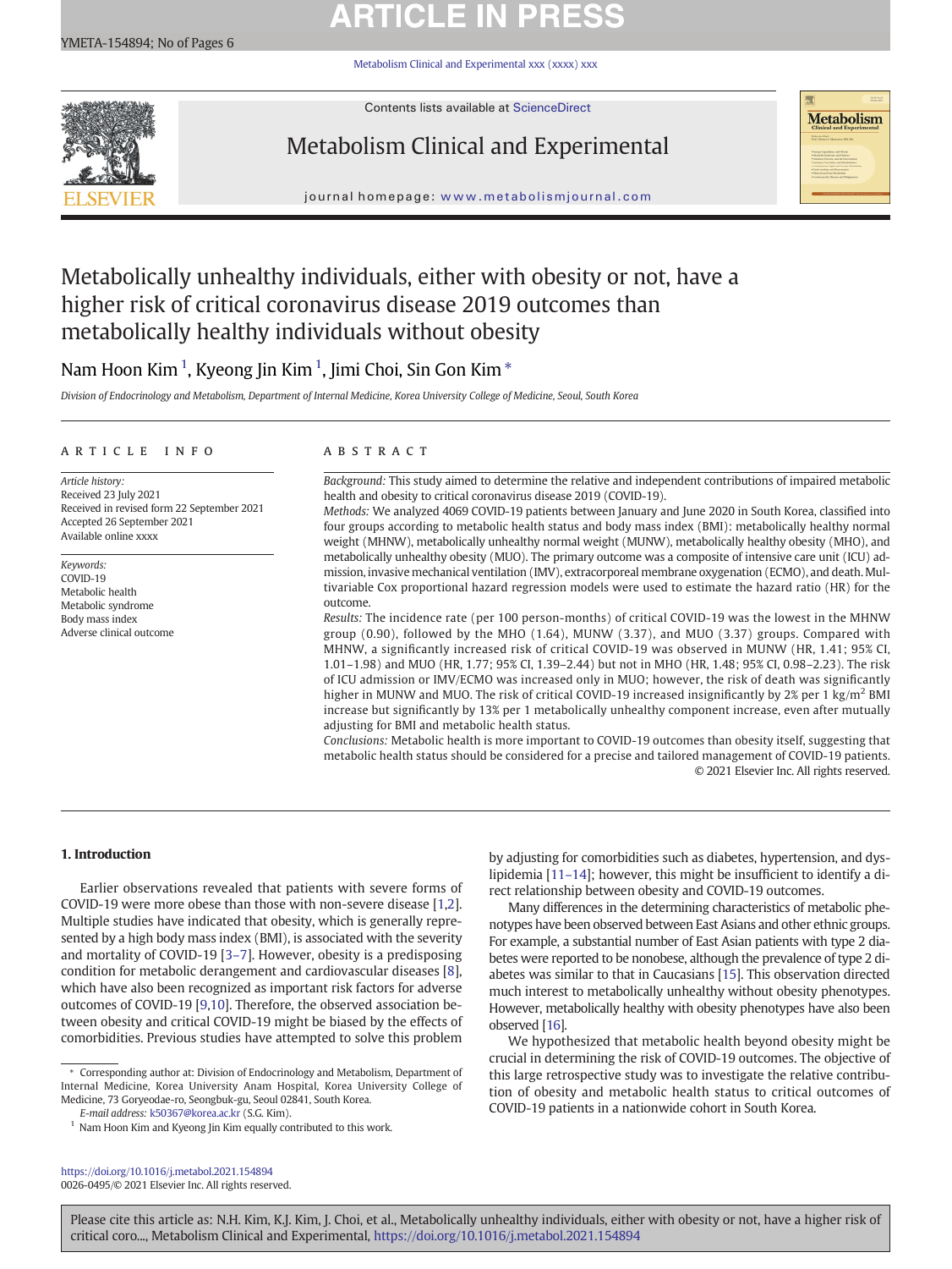# Metabolically unhealthy individuals, either with obesity or not, have a higher risk of critical coronavirus disease 2019 outcomes than metabolically healthy individuals without obesity

Nam Hoon Kim [1], Kyeong Jin Kim [1], Jimi Choi, Sin Gon Kim *

*Division of Endocrinology and Metabolism, Department of Internal Medicine, Korea University College of Medicine, Seoul, South Korea*

## ARTICLE INFO

*Article history:*
Received 23 July 2021
Received in revised form 22 September 2021
Accepted 26 September 2021
Available online xxxx

*Keywords:*
COVID-19
Metabolic health
Metabolic syndrome
Body mass index
Adverse clinical outcome

## ABSTRACT

*Background:* This study aimed to determine the relative and independent contributions of impaired metabolic health and obesity to critical coronavirus disease 2019 (COVID-19).

*Methods:* We analyzed 4069 COVID-19 patients between January and June 2020 in South Korea, classified into four groups according to metabolic health status and body mass index (BMI): metabolically healthy normal weight (MHNW), metabolically unhealthy normal weight (MUNW), metabolically healthy obesity (MHO), and metabolically unhealthy obesity (MUO). The primary outcome was a composite of intensive care unit (ICU) admission, invasive mechanical ventilation (IMV), extracorporeal membrane oxygenation (ECMO), and death. Multivariable Cox proportional hazard regression models were used to estimate the hazard ratio (HR) for the outcome.

*Results:* The incidence rate (per 100 person-months) of critical COVID-19 was the lowest in the MHNW group (0.90), followed by the MHO (1.64), MUNW (3.37), and MUO (3.37) groups. Compared with MHNW, a significantly increased risk of critical COVID-19 was observed in MUNW (HR, 1.41; 95% CI, 1.01–1.98) and MUO (HR, 1.77; 95% CI, 1.39–2.44) but not in MHO (HR, 1.48; 95% CI, 0.98–2.23). The risk of ICU admission or IMV/ECMO was increased only in MUO; however, the risk of death was significantly higher in MUNW and MUO. The risk of critical COVID-19 increased insignificantly by 2% per 1 kg/m$^2$ BMI increase but significantly by 13% per 1 metabolically unhealthy component increase, even after mutually adjusting for BMI and metabolic health status.

*Conclusions:* Metabolic health is more important to COVID-19 outcomes than obesity itself, suggesting that metabolic health status should be considered for a precise and tailored management of COVID-19 patients.

© 2021 Elsevier Inc. All rights reserved.

## 1. Introduction

Earlier observations revealed that patients with severe forms of COVID-19 were more obese than those with non-severe disease [1,2]. Multiple studies have indicated that obesity, which is generally represented by a high body mass index (BMI), is associated with the severity and mortality of COVID-19 [3–7]. However, obesity is a predisposing condition for metabolic derangement and cardiovascular diseases [8], which have also been recognized as important risk factors for adverse outcomes of COVID-19 [9,10]. Therefore, the observed association between obesity and critical COVID-19 might be biased by the effects of comorbidities. Previous studies have attempted to solve this problem by adjusting for comorbidities such as diabetes, hypertension, and dyslipidemia [11–14]; however, this might be insufficient to identify a direct relationship between obesity and COVID-19 outcomes.

Many differences in the determining characteristics of metabolic phenotypes have been observed between East Asians and other ethnic groups. For example, a substantial number of East Asian patients with type 2 diabetes were reported to be nonobese, although the prevalence of type 2 diabetes was similar to that in Caucasians [15]. This observation directed much interest to metabolically unhealthy without obesity phenotypes. However, metabolically healthy with obesity phenotypes have also been observed [16].

We hypothesized that metabolic health beyond obesity might be crucial in determining the risk of COVID-19 outcomes. The objective of this large retrospective study was to investigate the relative contribution of obesity and metabolic health status to critical outcomes of COVID-19 patients in a nationwide cohort in South Korea.

---

* Corresponding author at: Division of Endocrinology and Metabolism, Department of Internal Medicine, Korea University Anam Hospital, Korea University College of Medicine, 73 Goryeodae-ro, Seongbuk-gu, Seoul 02841, South Korea.
*E-mail address:* k50367@korea.ac.kr (S.G. Kim).

[1] Nam Hoon Kim and Kyeong Jin Kim equally contributed to this work.

https://doi.org/10.1016/j.metabol.2021.154894
0026-0495/© 2021 Elsevier Inc. All rights reserved.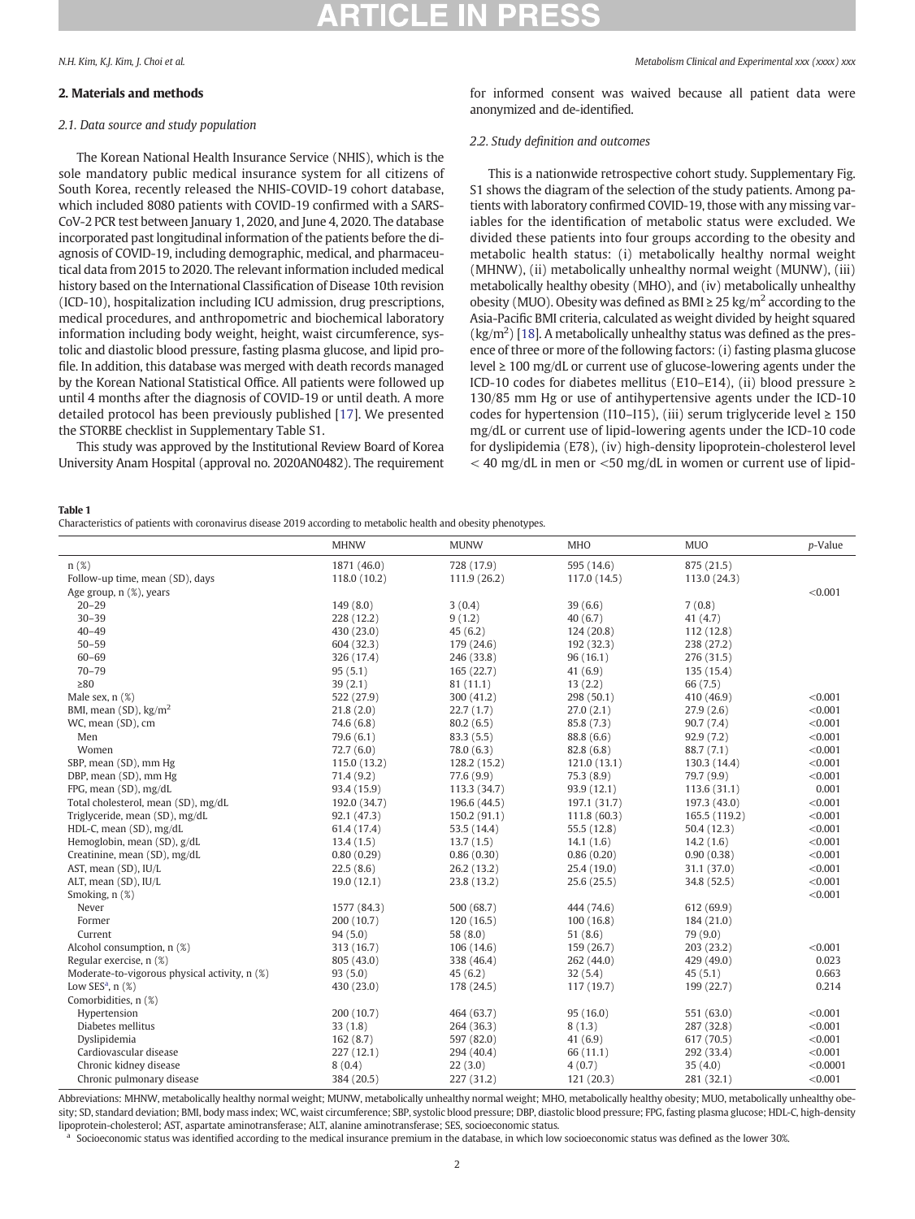## 2. Materials and methods

### 2.1. Data source and study population

The Korean National Health Insurance Service (NHIS), which is the sole mandatory public medical insurance system for all citizens of South Korea, recently released the NHIS-COVID-19 cohort database, which included 8080 patients with COVID-19 confirmed with a SARS-CoV-2 PCR test between January 1, 2020, and June 4, 2020. The database incorporated past longitudinal information of the patients before the diagnosis of COVID-19, including demographic, medical, and pharmaceutical data from 2015 to 2020. The relevant information included medical history based on the International Classification of Disease 10th revision (ICD-10), hospitalization including ICU admission, drug prescriptions, medical procedures, and anthropometric and biochemical laboratory information including body weight, height, waist circumference, systolic and diastolic blood pressure, fasting plasma glucose, and lipid profile. In addition, this database was merged with death records managed by the Korean National Statistical Office. All patients were followed up until 4 months after the diagnosis of COVID-19 or until death. A more detailed protocol has been previously published [17]. We presented the STORBE checklist in Supplementary Table S1.

This study was approved by the Institutional Review Board of Korea University Anam Hospital (approval no. 2020AN0482). The requirement for informed consent was waived because all patient data were anonymized and de-identified.

### 2.2. Study definition and outcomes

This is a nationwide retrospective cohort study. Supplementary Fig. S1 shows the diagram of the selection of the study patients. Among patients with laboratory confirmed COVID-19, those with any missing variables for the identification of metabolic status were excluded. We divided these patients into four groups according to the obesity and metabolic health status: (i) metabolically healthy normal weight (MHNW), (ii) metabolically unhealthy normal weight (MUNW), (iii) metabolically healthy obesity (MHO), and (iv) metabolically unhealthy obesity (MUO). Obesity was defined as BMI ≥ 25 kg/m$^2$ according to the Asia-Pacific BMI criteria, calculated as weight divided by height squared (kg/m$^2$) [18]. A metabolically unhealthy status was defined as the presence of three or more of the following factors: (i) fasting plasma glucose level ≥ 100 mg/dL or current use of glucose-lowering agents under the ICD-10 codes for diabetes mellitus (E10–E14), (ii) blood pressure ≥ 130/85 mm Hg or use of antihypertensive agents under the ICD-10 codes for hypertension (I10–I15), (iii) serum triglyceride level ≥ 150 mg/dL or current use of lipid-lowering agents under the ICD-10 code for dyslipidemia (E78), (iv) high-density lipoprotein-cholesterol level < 40 mg/dL in men or <50 mg/dL in women or current use of lipid-

**Table 1**
Characteristics of patients with coronavirus disease 2019 according to metabolic health and obesity phenotypes.

| | MHNW | MUNW | MHO | MUO | *p*-Value |
|---|---|---|---|---|---|
| n (%) | 1871 (46.0) | 728 (17.9) | 595 (14.6) | 875 (21.5) | |
| Follow-up time, mean (SD), days | 118.0 (10.2) | 111.9 (26.2) | 117.0 (14.5) | 113.0 (24.3) | |
| Age group, n (%), years | | | | | <0.001 |
| 20–29 | 149 (8.0) | 3 (0.4) | 39 (6.6) | 7 (0.8) | |
| 30–39 | 228 (12.2) | 9 (1.2) | 40 (6.7) | 41 (4.7) | |
| 40–49 | 430 (23.0) | 45 (6.2) | 124 (20.8) | 112 (12.8) | |
| 50–59 | 604 (32.3) | 179 (24.6) | 192 (32.3) | 238 (27.2) | |
| 60–69 | 326 (17.4) | 246 (33.8) | 96 (16.1) | 276 (31.5) | |
| 70–79 | 95 (5.1) | 165 (22.7) | 41 (6.9) | 135 (15.4) | |
| ≥80 | 39 (2.1) | 81 (11.1) | 13 (2.2) | 66 (7.5) | |
| Male sex, n (%) | 522 (27.9) | 300 (41.2) | 298 (50.1) | 410 (46.9) | <0.001 |
| BMI, mean (SD), kg/m$^2$ | 21.8 (2.0) | 22.7 (1.7) | 27.0 (2.1) | 27.9 (2.6) | <0.001 |
| WC, mean (SD), cm | 74.6 (6.8) | 80.2 (6.5) | 85.8 (7.3) | 90.7 (7.4) | <0.001 |
| Men | 79.6 (6.1) | 83.3 (5.5) | 88.8 (6.6) | 92.9 (7.2) | <0.001 |
| Women | 72.7 (6.0) | 78.0 (6.3) | 82.8 (6.8) | 88.7 (7.1) | <0.001 |
| SBP, mean (SD), mm Hg | 115.0 (13.2) | 128.2 (15.2) | 121.0 (13.1) | 130.3 (14.4) | <0.001 |
| DBP, mean (SD), mm Hg | 71.4 (9.2) | 77.6 (9.9) | 75.3 (8.9) | 79.7 (9.9) | <0.001 |
| FPG, mean (SD), mg/dL | 93.4 (15.9) | 113.3 (34.7) | 93.9 (12.1) | 113.6 (31.1) | 0.001 |
| Total cholesterol, mean (SD), mg/dL | 192.0 (34.7) | 196.6 (44.5) | 197.1 (31.7) | 197.3 (43.0) | <0.001 |
| Triglyceride, mean (SD), mg/dL | 92.1 (47.3) | 150.2 (91.1) | 111.8 (60.3) | 165.5 (119.2) | <0.001 |
| HDL-C, mean (SD), mg/dL | 61.4 (17.4) | 53.5 (14.4) | 55.5 (12.8) | 50.4 (12.3) | <0.001 |
| Hemoglobin, mean (SD), g/dL | 13.4 (1.5) | 13.7 (1.5) | 14.1 (1.6) | 14.2 (1.6) | <0.001 |
| Creatinine, mean (SD), mg/dL | 0.80 (0.29) | 0.86 (0.30) | 0.86 (0.20) | 0.90 (0.38) | <0.001 |
| AST, mean (SD), IU/L | 22.5 (8.6) | 26.2 (13.2) | 25.4 (19.0) | 31.1 (37.0) | <0.001 |
| ALT, mean (SD), IU/L | 19.0 (12.1) | 23.8 (13.2) | 25.6 (25.5) | 34.8 (52.5) | <0.001 |
| Smoking, n (%) | | | | | <0.001 |
| Never | 1577 (84.3) | 500 (68.7) | 444 (74.6) | 612 (69.9) | |
| Former | 200 (10.7) | 120 (16.5) | 100 (16.8) | 184 (21.0) | |
| Current | 94 (5.0) | 58 (8.0) | 51 (8.6) | 79 (9.0) | |
| Alcohol consumption, n (%) | 313 (16.7) | 106 (14.6) | 159 (26.7) | 203 (23.2) | <0.001 |
| Regular exercise, n (%) | 805 (43.0) | 338 (46.4) | 262 (44.0) | 429 (49.0) | 0.023 |
| Moderate-to-vigorous physical activity, n (%) | 93 (5.0) | 45 (6.2) | 32 (5.4) | 45 (5.1) | 0.663 |
| Low SES[a], n (%) | 430 (23.0) | 178 (24.5) | 117 (19.7) | 199 (22.7) | 0.214 |
| Comorbidities, n (%) | | | | | |
| Hypertension | 200 (10.7) | 464 (63.7) | 95 (16.0) | 551 (63.0) | <0.001 |
| Diabetes mellitus | 33 (1.8) | 264 (36.3) | 8 (1.3) | 287 (32.8) | <0.001 |
| Dyslipidemia | 162 (8.7) | 597 (82.0) | 41 (6.9) | 617 (70.5) | <0.001 |
| Cardiovascular disease | 227 (12.1) | 294 (40.4) | 66 (11.1) | 292 (33.4) | <0.001 |
| Chronic kidney disease | 8 (0.4) | 22 (3.0) | 4 (0.7) | 35 (4.0) | <0.0001 |
| Chronic pulmonary disease | 384 (20.5) | 227 (31.2) | 121 (20.3) | 281 (32.1) | <0.001 |

Abbreviations: MHNW, metabolically healthy normal weight; MUNW, metabolically unhealthy normal weight; MHO, metabolically healthy obesity; MUO, metabolically unhealthy obesity; SD, standard deviation; BMI, body mass index; WC, waist circumference; SBP, systolic blood pressure; DBP, diastolic blood pressure; FPG, fasting plasma glucose; HDL-C, high-density lipoprotein-cholesterol; AST, aspartate aminotransferase; ALT, alanine aminotransferase; SES, socioeconomic status.

[a] Socioeconomic status was identified according to the medical insurance premium in the database, in which low socioeconomic status was defined as the lower 30%.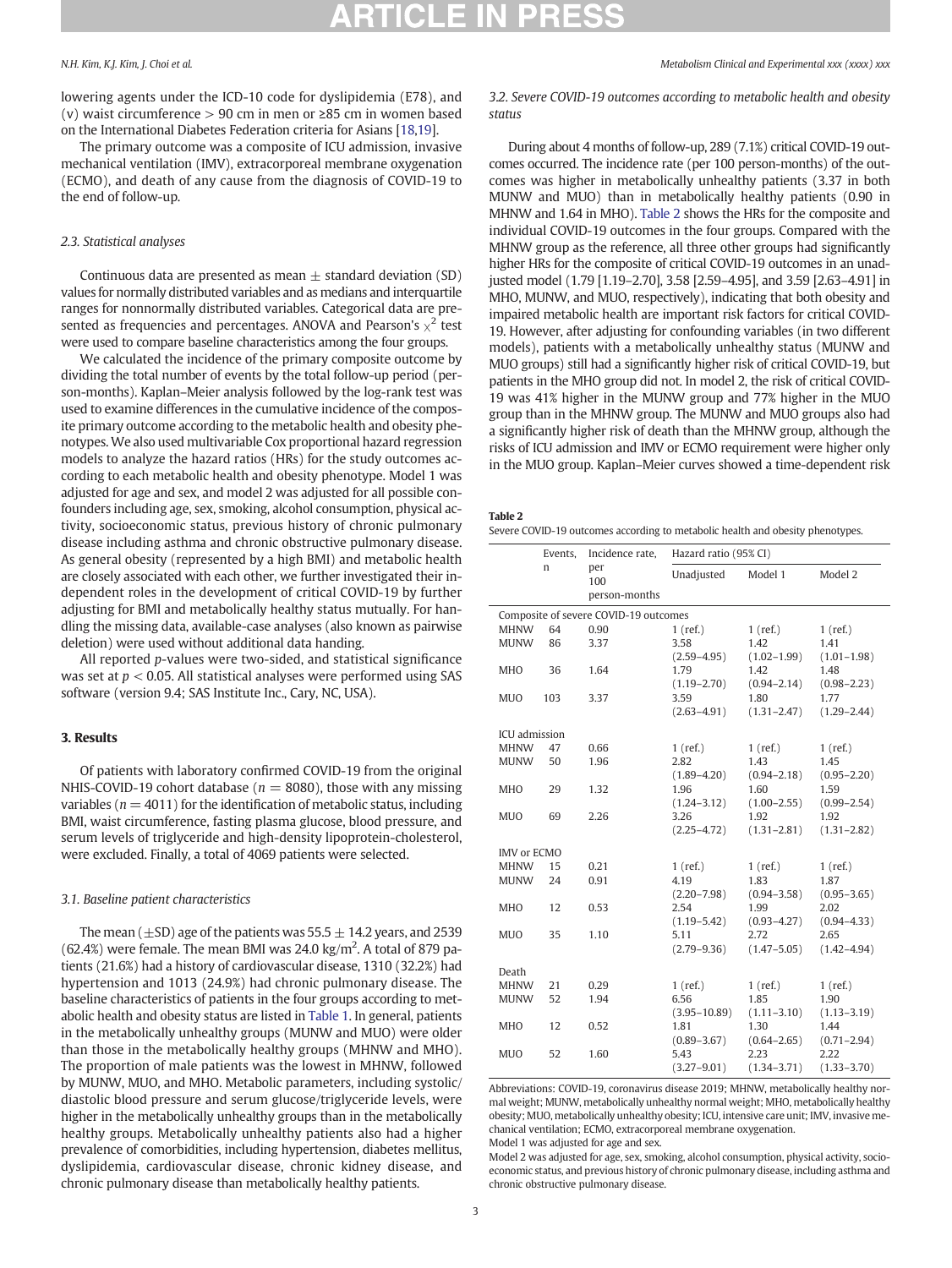lowering agents under the ICD-10 code for dyslipidemia (E78), and (v) waist circumference > 90 cm in men or ≥85 cm in women based on the International Diabetes Federation criteria for Asians [18,19].

The primary outcome was a composite of ICU admission, invasive mechanical ventilation (IMV), extracorporeal membrane oxygenation (ECMO), and death of any cause from the diagnosis of COVID-19 to the end of follow-up.

### 2.3. Statistical analyses

Continuous data are presented as mean ± standard deviation (SD) values for normally distributed variables and as medians and interquartile ranges for nonnormally distributed variables. Categorical data are presented as frequencies and percentages. ANOVA and Pearson's $\chi^2$ test were used to compare baseline characteristics among the four groups.

We calculated the incidence of the primary composite outcome by dividing the total number of events by the total follow-up period (person-months). Kaplan–Meier analysis followed by the log-rank test was used to examine differences in the cumulative incidence of the composite primary outcome according to the metabolic health and obesity phenotypes. We also used multivariable Cox proportional hazard regression models to analyze the hazard ratios (HRs) for the study outcomes according to each metabolic health and obesity phenotype. Model 1 was adjusted for age and sex, and model 2 was adjusted for all possible confounders including age, sex, smoking, alcohol consumption, physical activity, socioeconomic status, previous history of chronic pulmonary disease including asthma and chronic obstructive pulmonary disease. As general obesity (represented by a high BMI) and metabolic health are closely associated with each other, we further investigated their independent roles in the development of critical COVID-19 by further adjusting for BMI and metabolically healthy status mutually. For handling the missing data, available-case analyses (also known as pairwise deletion) were used without additional data handing.

All reported $p$-values were two-sided, and statistical significance was set at $p < 0.05$. All statistical analyses were performed using SAS software (version 9.4; SAS Institute Inc., Cary, NC, USA).

## 3. Results

Of patients with laboratory confirmed COVID-19 from the original NHIS-COVID-19 cohort database ($n = 8080$), those with any missing variables ($n = 4011$) for the identification of metabolic status, including BMI, waist circumference, fasting plasma glucose, blood pressure, and serum levels of triglyceride and high-density lipoprotein-cholesterol, were excluded. Finally, a total of 4069 patients were selected.

### 3.1. Baseline patient characteristics

The mean (±SD) age of the patients was 55.5 ± 14.2 years, and 2539 (62.4%) were female. The mean BMI was 24.0 kg/m$^2$. A total of 879 patients (21.6%) had a history of cardiovascular disease, 1310 (32.2%) had hypertension and 1013 (24.9%) had chronic pulmonary disease. The baseline characteristics of patients in the four groups according to metabolic health and obesity status are listed in Table 1. In general, patients in the metabolically unhealthy groups (MUNW and MUO) were older than those in the metabolically healthy groups (MHNW and MHO). The proportion of male patients was the lowest in MHNW, followed by MUNW, MUO, and MHO. Metabolic parameters, including systolic/diastolic blood pressure and serum glucose/triglyceride levels, were higher in the metabolically unhealthy groups than in the metabolically healthy groups. Metabolically unhealthy patients also had a higher prevalence of comorbidities, including hypertension, diabetes mellitus, dyslipidemia, cardiovascular disease, chronic kidney disease, and chronic pulmonary disease than metabolically healthy patients.

### 3.2. Severe COVID-19 outcomes according to metabolic health and obesity status

During about 4 months of follow-up, 289 (7.1%) critical COVID-19 outcomes occurred. The incidence rate (per 100 person-months) of the outcomes was higher in metabolically unhealthy patients (3.37 in both MUNW and MUO) than in metabolically healthy patients (0.90 in MHNW and 1.64 in MHO). Table 2 shows the HRs for the composite and individual COVID-19 outcomes in the four groups. Compared with the MHNW group as the reference, all three other groups had significantly higher HRs for the composite of critical COVID-19 outcomes in an unadjusted model (1.79 [1.19–2.70], 3.58 [2.59–4.95], and 3.59 [2.63–4.91] in MHO, MUNW, and MUO, respectively), indicating that both obesity and impaired metabolic health are important risk factors for critical COVID-19. However, after adjusting for confounding variables (in two different models), patients with a metabolically unhealthy status (MUNW and MUO groups) still had a significantly higher risk of critical COVID-19, but patients in the MHO group did not. In model 2, the risk of critical COVID-19 was 41% higher in the MUNW group and 77% higher in the MUO group than in the MHNW group. The MUNW and MUO groups also had a significantly higher risk of death than the MHNW group, although the risks of ICU admission and IMV or ECMO requirement were higher only in the MUO group. Kaplan–Meier curves showed a time-dependent risk

**Table 2**
Severe COVID-19 outcomes according to metabolic health and obesity phenotypes.

| | Events, n | Incidence rate, per 100 person-months | Hazard ratio (95% CI) | | |
|---|---|---|---|---|---|
| | | | Unadjusted | Model 1 | Model 2 |
| Composite of severe COVID-19 outcomes | | | | | |
| MHNW | 64 | 0.90 | 1 (ref.) | 1 (ref.) | 1 (ref.) |
| MUNW | 86 | 3.37 | 3.58 (2.59–4.95) | 1.42 (1.02–1.99) | 1.41 (1.01–1.98) |
| MHO | 36 | 1.64 | 1.79 (1.19–2.70) | 1.42 (0.94–2.14) | 1.48 (0.98–2.23) |
| MUO | 103 | 3.37 | 3.59 (2.63–4.91) | 1.80 (1.31–2.47) | 1.77 (1.29–2.44) |
| ICU admission | | | | | |
| MHNW | 47 | 0.66 | 1 (ref.) | 1 (ref.) | 1 (ref.) |
| MUNW | 50 | 1.96 | 2.82 (1.89–4.20) | 1.43 (0.94–2.18) | 1.45 (0.95–2.20) |
| MHO | 29 | 1.32 | 1.96 (1.24–3.12) | 1.60 (1.00–2.55) | 1.59 (0.99–2.54) |
| MUO | 69 | 2.26 | 3.26 (2.25–4.72) | 1.92 (1.31–2.81) | 1.92 (1.31–2.82) |
| IMV or ECMO | | | | | |
| MHNW | 15 | 0.21 | 1 (ref.) | 1 (ref.) | 1 (ref.) |
| MUNW | 24 | 0.91 | 4.19 (2.20–7.98) | 1.83 (0.94–3.58) | 1.87 (0.95–3.65) |
| MHO | 12 | 0.53 | 2.54 (1.19–5.42) | 1.99 (0.93–4.27) | 2.02 (0.94–4.33) |
| MUO | 35 | 1.10 | 5.11 (2.79–9.36) | 2.72 (1.47–5.05) | 2.65 (1.42–4.94) |
| Death | | | | | |
| MHNW | 21 | 0.29 | 1 (ref.) | 1 (ref.) | 1 (ref.) |
| MUNW | 52 | 1.94 | 6.56 (3.95–10.89) | 1.85 (1.11–3.10) | 1.90 (1.13–3.19) |
| MHO | 12 | 0.52 | 1.81 (0.89–3.67) | 1.30 (0.64–2.65) | 1.44 (0.71–2.94) |
| MUO | 52 | 1.60 | 5.43 (3.27–9.01) | 2.23 (1.34–3.71) | 2.22 (1.33–3.70) |

Abbreviations: COVID-19, coronavirus disease 2019; MHNW, metabolically healthy normal weight; MUNW, metabolically unhealthy normal weight; MHO, metabolically healthy obesity; MUO, metabolically unhealthy obesity; ICU, intensive care unit; IMV, invasive mechanical ventilation; ECMO, extracorporeal membrane oxygenation.
Model 1 was adjusted for age and sex.
Model 2 was adjusted for age, sex, smoking, alcohol consumption, physical activity, socioeconomic status, and previous history of chronic pulmonary disease, including asthma and chronic obstructive pulmonary disease.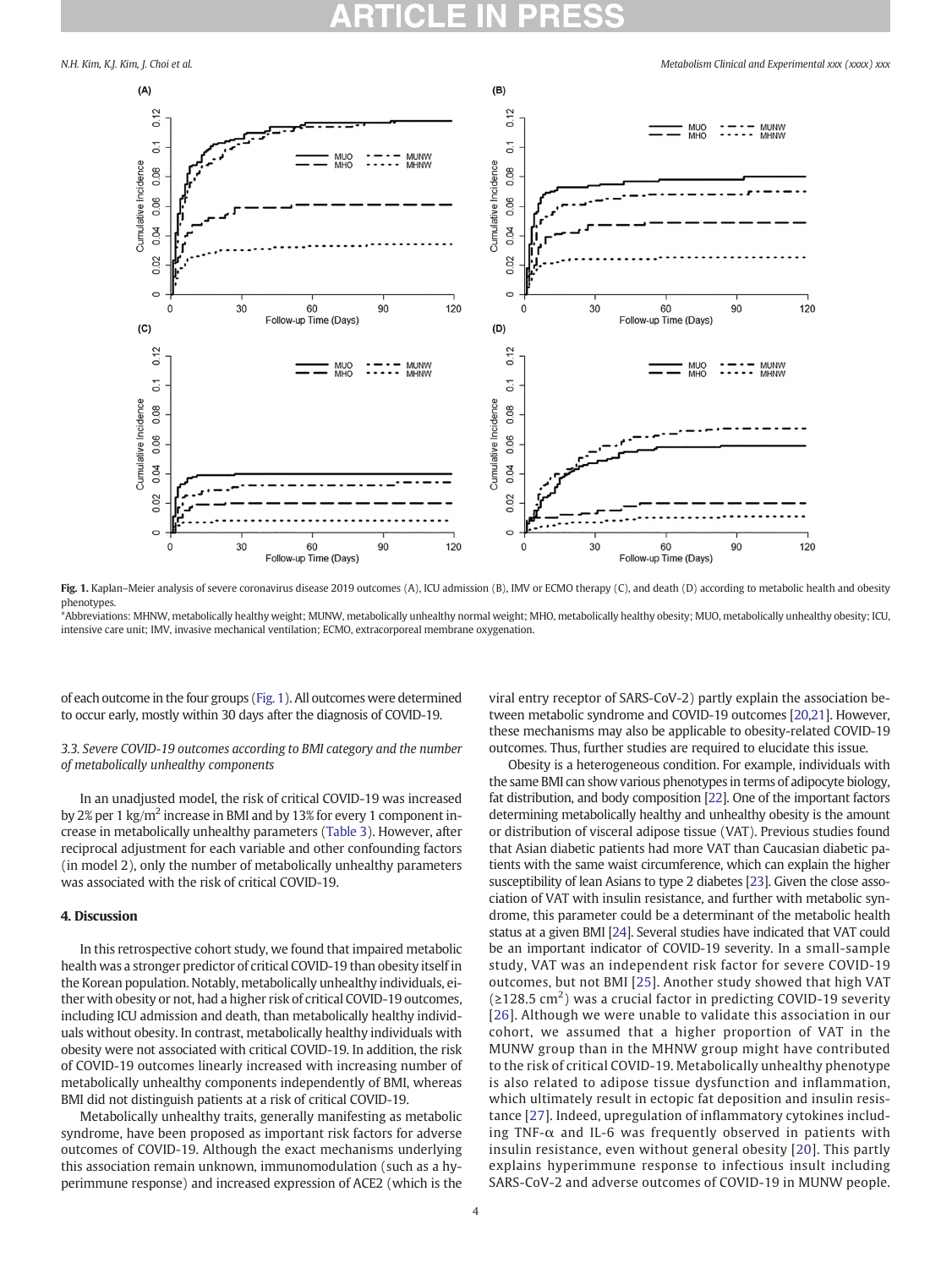**Fig. 1.** Kaplan–Meier analysis of severe coronavirus disease 2019 outcomes (A), ICU admission (B), IMV or ECMO therapy (C), and death (D) according to metabolic health and obesity phenotypes.

*Abbreviations: MHNW, metabolically healthy weight; MUNW, metabolically unhealthy normal weight; MHO, metabolically healthy obesity; MUO, metabolically unhealthy obesity; ICU, intensive care unit; IMV, invasive mechanical ventilation; ECMO, extracorporeal membrane oxygenation.

of each outcome in the four groups (Fig. 1). All outcomes were determined to occur early, mostly within 30 days after the diagnosis of COVID-19.

### 3.3. Severe COVID-19 outcomes according to BMI category and the number of metabolically unhealthy components

In an unadjusted model, the risk of critical COVID-19 was increased by 2% per 1 kg/m$^2$ increase in BMI and by 13% for every 1 component increase in metabolically unhealthy parameters (Table 3). However, after reciprocal adjustment for each variable and other confounding factors (in model 2), only the number of metabolically unhealthy parameters was associated with the risk of critical COVID-19.

## 4. Discussion

In this retrospective cohort study, we found that impaired metabolic health was a stronger predictor of critical COVID-19 than obesity itself in the Korean population. Notably, metabolically unhealthy individuals, either with obesity or not, had a higher risk of critical COVID-19 outcomes, including ICU admission and death, than metabolically healthy individuals without obesity. In contrast, metabolically healthy individuals with obesity were not associated with critical COVID-19. In addition, the risk of COVID-19 outcomes linearly increased with increasing number of metabolically unhealthy components independently of BMI, whereas BMI did not distinguish patients at a risk of critical COVID-19.

Metabolically unhealthy traits, generally manifesting as metabolic syndrome, have been proposed as important risk factors for adverse outcomes of COVID-19. Although the exact mechanisms underlying this association remain unknown, immunomodulation (such as a hyperimmune response) and increased expression of ACE2 (which is the viral entry receptor of SARS-CoV-2) partly explain the association between metabolic syndrome and COVID-19 outcomes [20,21]. However, these mechanisms may also be applicable to obesity-related COVID-19 outcomes. Thus, further studies are required to elucidate this issue.

Obesity is a heterogeneous condition. For example, individuals with the same BMI can show various phenotypes in terms of adipocyte biology, fat distribution, and body composition [22]. One of the important factors determining metabolically healthy and unhealthy obesity is the amount or distribution of visceral adipose tissue (VAT). Previous studies found that Asian diabetic patients had more VAT than Caucasian diabetic patients with the same waist circumference, which can explain the higher susceptibility of lean Asians to type 2 diabetes [23]. Given the close association of VAT with insulin resistance, and further with metabolic syndrome, this parameter could be a determinant of the metabolic health status at a given BMI [24]. Several studies have indicated that VAT could be an important indicator of COVID-19 severity. In a small-sample study, VAT was an independent risk factor for severe COVID-19 outcomes, but not BMI [25]. Another study showed that high VAT (≥128.5 cm$^2$) was a crucial factor in predicting COVID-19 severity [26]. Although we were unable to validate this association in our cohort, we assumed that a higher proportion of VAT in the MUNW group than in the MHNW group might have contributed to the risk of critical COVID-19. Metabolically unhealthy phenotype is also related to adipose tissue dysfunction and inflammation, which ultimately result in ectopic fat deposition and insulin resistance [27]. Indeed, upregulation of inflammatory cytokines including TNF-α and IL-6 was frequently observed in patients with insulin resistance, even without general obesity [20]. This partly explains hyperimmune response to infectious insult including SARS-CoV-2 and adverse outcomes of COVID-19 in MUNW people.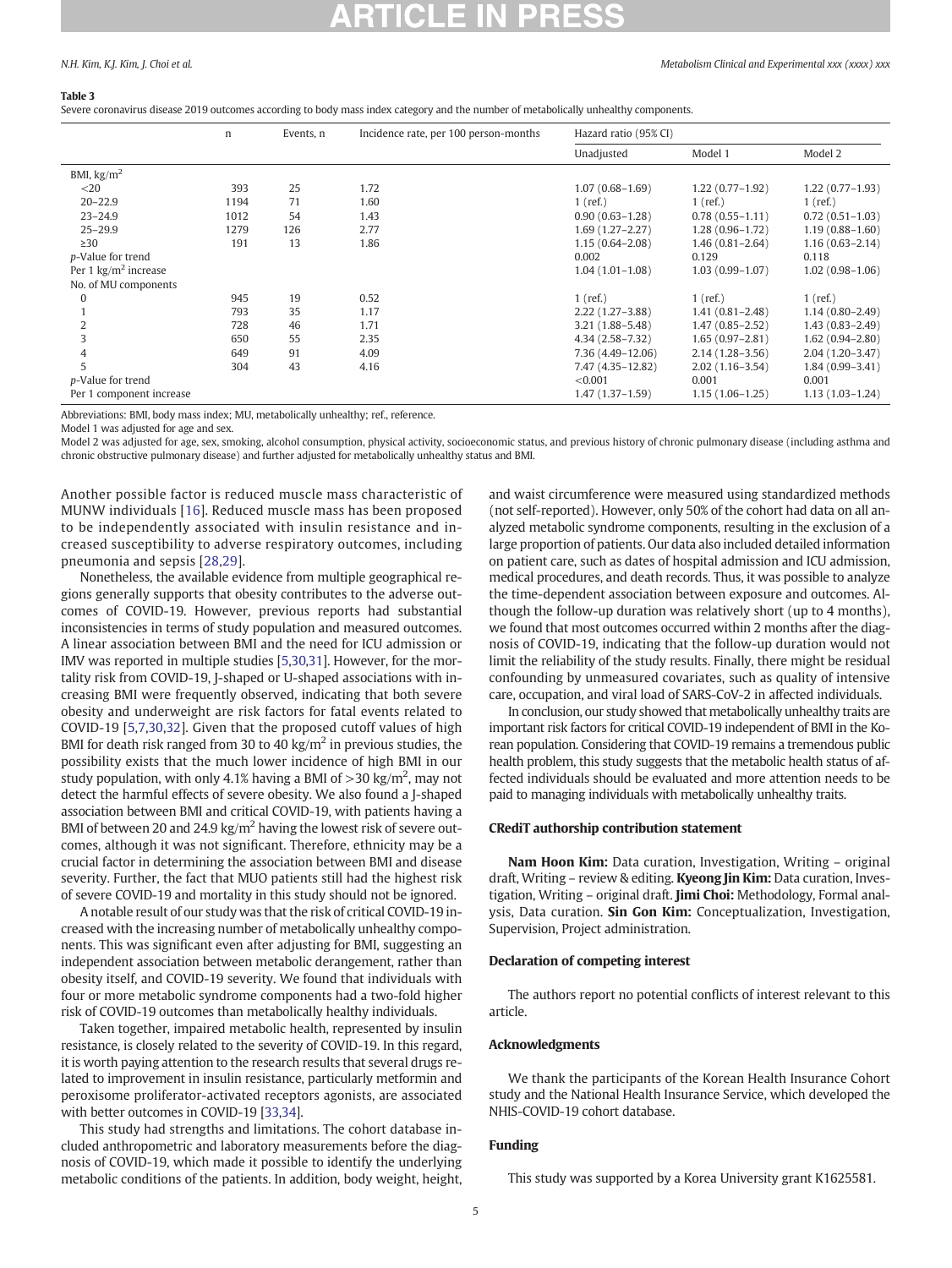**Table 3**

Severe coronavirus disease 2019 outcomes according to body mass index category and the number of metabolically unhealthy components.

| | n | Events, n | Incidence rate, per 100 person-months | Hazard ratio (95% CI) | | |
|---|---|---|---|---|---|---|
| | | | | Unadjusted | Model 1 | Model 2 |
| BMI, kg/m$^2$ | | | | | | |
| <20 | 393 | 25 | 1.72 | 1.07 (0.68–1.69) | 1.22 (0.77–1.92) | 1.22 (0.77–1.93) |
| 20–22.9 | 1194 | 71 | 1.60 | 1 (ref.) | 1 (ref.) | 1 (ref.) |
| 23–24.9 | 1012 | 54 | 1.43 | 0.90 (0.63–1.28) | 0.78 (0.55–1.11) | 0.72 (0.51–1.03) |
| 25–29.9 | 1279 | 126 | 2.77 | 1.69 (1.27–2.27) | 1.28 (0.96–1.72) | 1.19 (0.88–1.60) |
| ≥30 | 191 | 13 | 1.86 | 1.15 (0.64–2.08) | 1.46 (0.81–2.64) | 1.16 (0.63–2.14) |
| *p*-Value for trend | | | | 0.002 | 0.129 | 0.118 |
| Per 1 kg/m$^2$ increase | | | | 1.04 (1.01–1.08) | 1.03 (0.99–1.07) | 1.02 (0.98–1.06) |
| No. of MU components | | | | | | |
| 0 | 945 | 19 | 0.52 | 1 (ref.) | 1 (ref.) | 1 (ref.) |
| 1 | 793 | 35 | 1.17 | 2.22 (1.27–3.88) | 1.41 (0.81–2.48) | 1.14 (0.80–2.49) |
| 2 | 728 | 46 | 1.71 | 3.21 (1.88–5.48) | 1.47 (0.85–2.52) | 1.43 (0.83–2.49) |
| 3 | 650 | 55 | 2.35 | 4.34 (2.58–7.32) | 1.65 (0.97–2.81) | 1.62 (0.94–2.80) |
| 4 | 649 | 91 | 4.09 | 7.36 (4.49–12.06) | 2.14 (1.28–3.56) | 2.04 (1.20–3.47) |
| 5 | 304 | 43 | 4.16 | 7.47 (4.35–12.82) | 2.02 (1.16–3.54) | 1.84 (0.99–3.41) |
| *p*-Value for trend | | | | <0.001 | 0.001 | 0.001 |
| Per 1 component increase | | | | 1.47 (1.37–1.59) | 1.15 (1.06–1.25) | 1.13 (1.03–1.24) |

Abbreviations: BMI, body mass index; MU, metabolically unhealthy; ref., reference.
Model 1 was adjusted for age and sex.
Model 2 was adjusted for age, sex, smoking, alcohol consumption, physical activity, socioeconomic status, and previous history of chronic pulmonary disease (including asthma and chronic obstructive pulmonary disease) and further adjusted for metabolically unhealthy status and BMI.

Another possible factor is reduced muscle mass characteristic of MUNW individuals [16]. Reduced muscle mass has been proposed to be independently associated with insulin resistance and increased susceptibility to adverse respiratory outcomes, including pneumonia and sepsis [28,29].

Nonetheless, the available evidence from multiple geographical regions generally supports that obesity contributes to the adverse outcomes of COVID-19. However, previous reports had substantial inconsistencies in terms of study population and measured outcomes. A linear association between BMI and the need for ICU admission or IMV was reported in multiple studies [5,30,31]. However, for the mortality risk from COVID-19, J-shaped or U-shaped associations with increasing BMI were frequently observed, indicating that both severe obesity and underweight are risk factors for fatal events related to COVID-19 [5,7,30,32]. Given that the proposed cutoff values of high BMI for death risk ranged from 30 to 40 kg/m$^2$ in previous studies, the possibility exists that the much lower incidence of high BMI in our study population, with only 4.1% having a BMI of >30 kg/m$^2$, may not detect the harmful effects of severe obesity. We also found a J-shaped association between BMI and critical COVID-19, with patients having a BMI of between 20 and 24.9 kg/m$^2$ having the lowest risk of severe outcomes, although it was not significant. Therefore, ethnicity may be a crucial factor in determining the association between BMI and disease severity. Further, the fact that MUO patients still had the highest risk of severe COVID-19 and mortality in this study should not be ignored.

A notable result of our study was that the risk of critical COVID-19 increased with the increasing number of metabolically unhealthy components. This was significant even after adjusting for BMI, suggesting an independent association between metabolic derangement, rather than obesity itself, and COVID-19 severity. We found that individuals with four or more metabolic syndrome components had a two-fold higher risk of COVID-19 outcomes than metabolically healthy individuals.

Taken together, impaired metabolic health, represented by insulin resistance, is closely related to the severity of COVID-19. In this regard, it is worth paying attention to the research results that several drugs related to improvement in insulin resistance, particularly metformin and peroxisome proliferator-activated receptors agonists, are associated with better outcomes in COVID-19 [33,34].

This study had strengths and limitations. The cohort database included anthropometric and laboratory measurements before the diagnosis of COVID-19, which made it possible to identify the underlying metabolic conditions of the patients. In addition, body weight, height, and waist circumference were measured using standardized methods (not self-reported). However, only 50% of the cohort had data on all analyzed metabolic syndrome components, resulting in the exclusion of a large proportion of patients. Our data also included detailed information on patient care, such as dates of hospital admission and ICU admission, medical procedures, and death records. Thus, it was possible to analyze the time-dependent association between exposure and outcomes. Although the follow-up duration was relatively short (up to 4 months), we found that most outcomes occurred within 2 months after the diagnosis of COVID-19, indicating that the follow-up duration would not limit the reliability of the study results. Finally, there might be residual confounding by unmeasured covariates, such as quality of intensive care, occupation, and viral load of SARS-CoV-2 in affected individuals.

In conclusion, our study showed that metabolically unhealthy traits are important risk factors for critical COVID-19 independent of BMI in the Korean population. Considering that COVID-19 remains a tremendous public health problem, this study suggests that the metabolic health status of affected individuals should be evaluated and more attention needs to be paid to managing individuals with metabolically unhealthy traits.

### CRediT authorship contribution statement

**Nam Hoon Kim:** Data curation, Investigation, Writing – original draft, Writing – review & editing. **Kyeong Jin Kim:** Data curation, Investigation, Writing – original draft. **Jimi Choi:** Methodology, Formal analysis, Data curation. **Sin Gon Kim:** Conceptualization, Investigation, Supervision, Project administration.

### Declaration of competing interest

The authors report no potential conflicts of interest relevant to this article.

### Acknowledgments

We thank the participants of the Korean Health Insurance Cohort study and the National Health Insurance Service, which developed the NHIS-COVID-19 cohort database.

### Funding

This study was supported by a Korea University grant K1625581.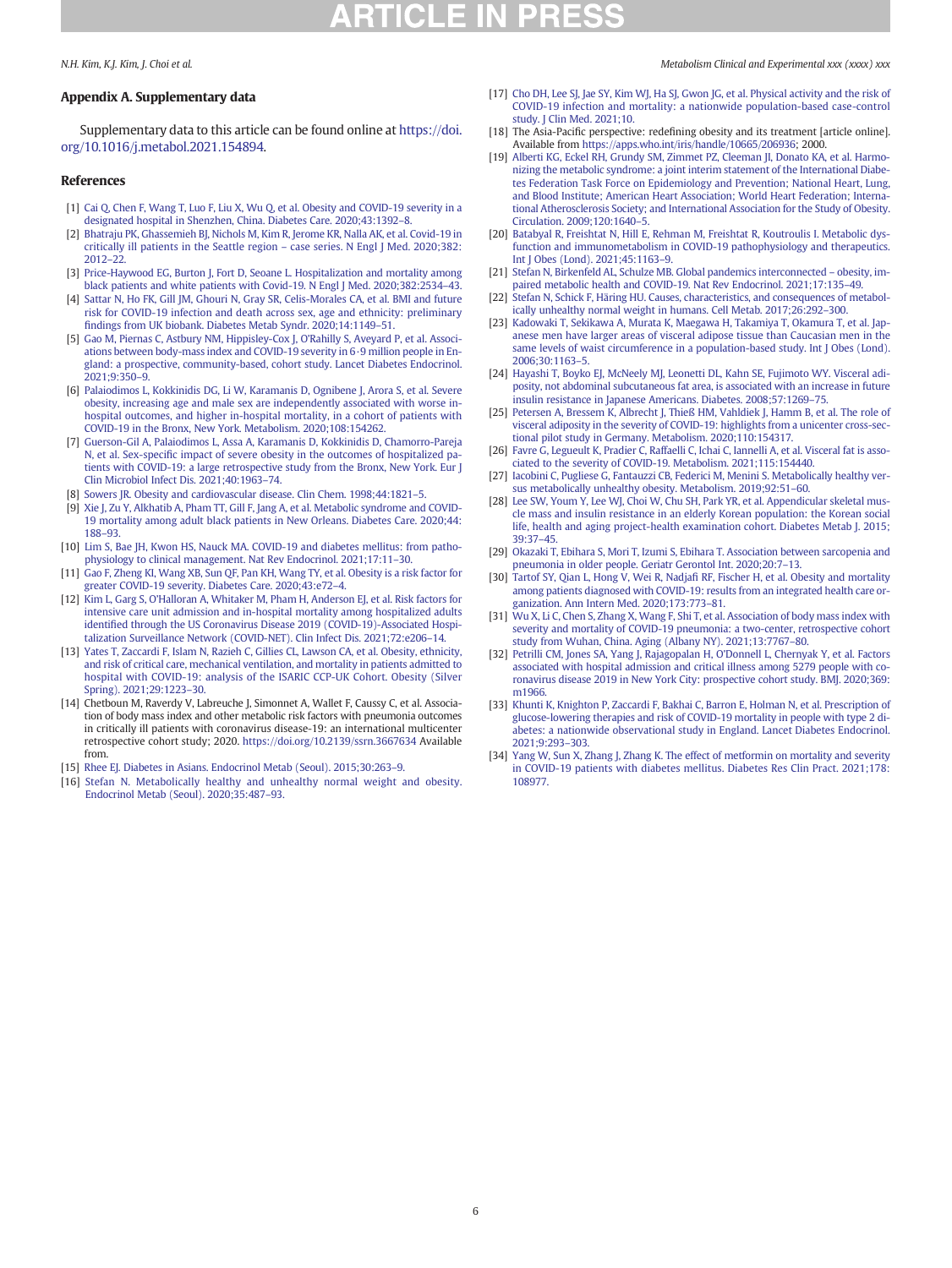## Appendix A. Supplementary data

Supplementary data to this article can be found online at https://doi.org/10.1016/j.metabol.2021.154894.

## References

[1] Cai Q, Chen F, Wang T, Luo F, Liu X, Wu Q, et al. Obesity and COVID-19 severity in a designated hospital in Shenzhen, China. Diabetes Care. 2020;43:1392–8.

[2] Bhatraju PK, Ghassemieh BJ, Nichols M, Kim R, Jerome KR, Nalla AK, et al. Covid-19 in critically ill patients in the Seattle region – case series. N Engl J Med. 2020;382:2012–22.

[3] Price-Haywood EG, Burton J, Fort D, Seoane L. Hospitalization and mortality among black patients and white patients with Covid-19. N Engl J Med. 2020;382:2534–43.

[4] Sattar N, Ho FK, Gill JM, Ghouri N, Gray SR, Celis-Morales CA, et al. BMI and future risk for COVID-19 infection and death across sex, age and ethnicity: preliminary findings from UK biobank. Diabetes Metab Syndr. 2020;14:1149–51.

[5] Gao M, Piernas C, Astbury NM, Hippisley-Cox J, O'Rahilly S, Aveyard P, et al. Associations between body-mass index and COVID-19 severity in 6·9 million people in England: a prospective, community-based, cohort study. Lancet Diabetes Endocrinol. 2021;9:350–9.

[6] Palaiodimos L, Kokkinidis DG, Li W, Karamanis D, Ognibene J, Arora S, et al. Severe obesity, increasing age and male sex are independently associated with worse in-hospital outcomes, and higher in-hospital mortality, in a cohort of patients with COVID-19 in the Bronx, New York. Metabolism. 2020;108:154262.

[7] Guerson-Gil A, Palaiodimos L, Assa A, Karamanis D, Kokkinidis D, Chamorro-Pareja N, et al. Sex-specific impact of severe obesity in the outcomes of hospitalized patients with COVID-19: a large retrospective study from the Bronx, New York. Eur J Clin Microbiol Infect Dis. 2021;40:1963–74.

[8] Sowers JR. Obesity and cardiovascular disease. Clin Chem. 1998;44:1821–5.

[9] Xie J, Zu Y, Alkhatib A, Pham TT, Gill F, Jang A, et al. Metabolic syndrome and COVID-19 mortality among adult black patients in New Orleans. Diabetes Care. 2020;44:188–93.

[10] Lim S, Bae JH, Kwon HS, Nauck MA. COVID-19 and diabetes mellitus: from pathophysiology to clinical management. Nat Rev Endocrinol. 2021;17:11–30.

[11] Gao F, Zheng KI, Wang XB, Sun QF, Pan KH, Wang TY, et al. Obesity is a risk factor for greater COVID-19 severity. Diabetes Care. 2020;43:e72–4.

[12] Kim L, Garg S, O'Halloran A, Whitaker M, Pham H, Anderson EJ, et al. Risk factors for intensive care unit admission and in-hospital mortality among hospitalized adults identified through the US Coronavirus Disease 2019 (COVID-19)-Associated Hospitalization Surveillance Network (COVID-NET). Clin Infect Dis. 2021;72:e206–14.

[13] Yates T, Zaccardi F, Islam N, Razieh C, Gillies CL, Lawson CA, et al. Obesity, ethnicity, and risk of critical care, mechanical ventilation, and mortality in patients admitted to hospital with COVID-19: analysis of the ISARIC CCP-UK Cohort. Obesity (Silver Spring). 2021;29:1223–30.

[14] Chetboun M, Raverdy V, Labreuche J, Simonnet A, Wallet F, Caussy C, et al. Association of body mass index and other metabolic risk factors with pneumonia outcomes in critically ill patients with coronavirus disease-19: an international multicenter retrospective cohort study; 2020. https://doi.org/10.2139/ssrn.3667634 Available from.

[15] Rhee EJ. Diabetes in Asians. Endocrinol Metab (Seoul). 2015;30:263–9.

[16] Stefan N. Metabolically healthy and unhealthy normal weight and obesity. Endocrinol Metab (Seoul). 2020;35:487–93.

[17] Cho DH, Lee SJ, Jae SY, Kim WJ, Ha SJ, Gwon JG, et al. Physical activity and the risk of COVID-19 infection and mortality: a nationwide population-based case-control study. J Clin Med. 2021;10.

[18] The Asia-Pacific perspective: redefining obesity and its treatment [article online]. Available from https://apps.who.int/iris/handle/10665/206936; 2000.

[19] Alberti KG, Eckel RH, Grundy SM, Zimmet PZ, Cleeman JI, Donato KA, et al. Harmonizing the metabolic syndrome: a joint interim statement of the International Diabetes Federation Task Force on Epidemiology and Prevention; National Heart, Lung, and Blood Institute; American Heart Association; World Heart Federation; International Atherosclerosis Society; and International Association for the Study of Obesity. Circulation. 2009;120:1640–5.

[20] Batabyal R, Freishtat N, Hill E, Rehman M, Freishtat R, Koutroulis I. Metabolic dysfunction and immunometabolism in COVID-19 pathophysiology and therapeutics. Int J Obes (Lond). 2021;45:1163–9.

[21] Stefan N, Birkenfeld AL, Schulze MB. Global pandemics interconnected – obesity, impaired metabolic health and COVID-19. Nat Rev Endocrinol. 2021;17:135–49.

[22] Stefan N, Schick F, Häring HU. Causes, characteristics, and consequences of metabolically unhealthy normal weight in humans. Cell Metab. 2017;26:292–300.

[23] Kadowaki T, Sekikawa A, Murata K, Maegawa H, Takamiya T, Okamura T, et al. Japanese men have larger areas of visceral adipose tissue than Caucasian men in the same levels of waist circumference in a population-based study. Int J Obes (Lond). 2006;30:1163–5.

[24] Hayashi T, Boyko EJ, McNeely MJ, Leonetti DL, Kahn SE, Fujimoto WY. Visceral adiposity, not abdominal subcutaneous fat area, is associated with an increase in future insulin resistance in Japanese Americans. Diabetes. 2008;57:1269–75.

[25] Petersen A, Bressem K, Albrecht J, Thieß HM, Vahldiek J, Hamm B, et al. The role of visceral adiposity in the severity of COVID-19: highlights from a unicenter cross-sectional pilot study in Germany. Metabolism. 2020;110:154317.

[26] Favre G, Legueult K, Pradier C, Raffaelli C, Ichai C, Iannelli A, et al. Visceral fat is associated to the severity of COVID-19. Metabolism. 2021;115:154440.

[27] Iacobini C, Pugliese G, Fantauzzi CB, Federici M, Menini S. Metabolically healthy versus metabolically unhealthy obesity. Metabolism. 2019;92:51–60.

[28] Lee SW, Youm Y, Lee WJ, Choi W, Chu SH, Park YR, et al. Appendicular skeletal muscle mass and insulin resistance in an elderly Korean population: the Korean social life, health and aging project-health examination cohort. Diabetes Metab J. 2015;39:37–45.

[29] Okazaki T, Ebihara S, Mori T, Izumi S, Ebihara T. Association between sarcopenia and pneumonia in older people. Geriatr Gerontol Int. 2020;20:7–13.

[30] Tartof SY, Qian L, Hong V, Wei R, Nadjafi RF, Fischer H, et al. Obesity and mortality among patients diagnosed with COVID-19: results from an integrated health care organization. Ann Intern Med. 2020;173:773–81.

[31] Wu X, Li C, Chen S, Zhang X, Wang F, Shi T, et al. Association of body mass index with severity and mortality of COVID-19 pneumonia: a two-center, retrospective cohort study from Wuhan, China. Aging (Albany NY). 2021;13:7767–80.

[32] Petrilli CM, Jones SA, Yang J, Rajagopalan H, O'Donnell L, Chernyak Y, et al. Factors associated with hospital admission and critical illness among 5279 people with coronavirus disease 2019 in New York City: prospective cohort study. BMJ. 2020;369:m1966.

[33] Khunti K, Knighton P, Zaccardi F, Bakhai C, Barron E, Holman N, et al. Prescription of glucose-lowering therapies and risk of COVID-19 mortality in people with type 2 diabetes: a nationwide observational study in England. Lancet Diabetes Endocrinol. 2021;9:293–303.

[34] Yang W, Sun X, Zhang J, Zhang K. The effect of metformin on mortality and severity in COVID-19 patients with diabetes mellitus. Diabetes Res Clin Pract. 2021;178:108977.